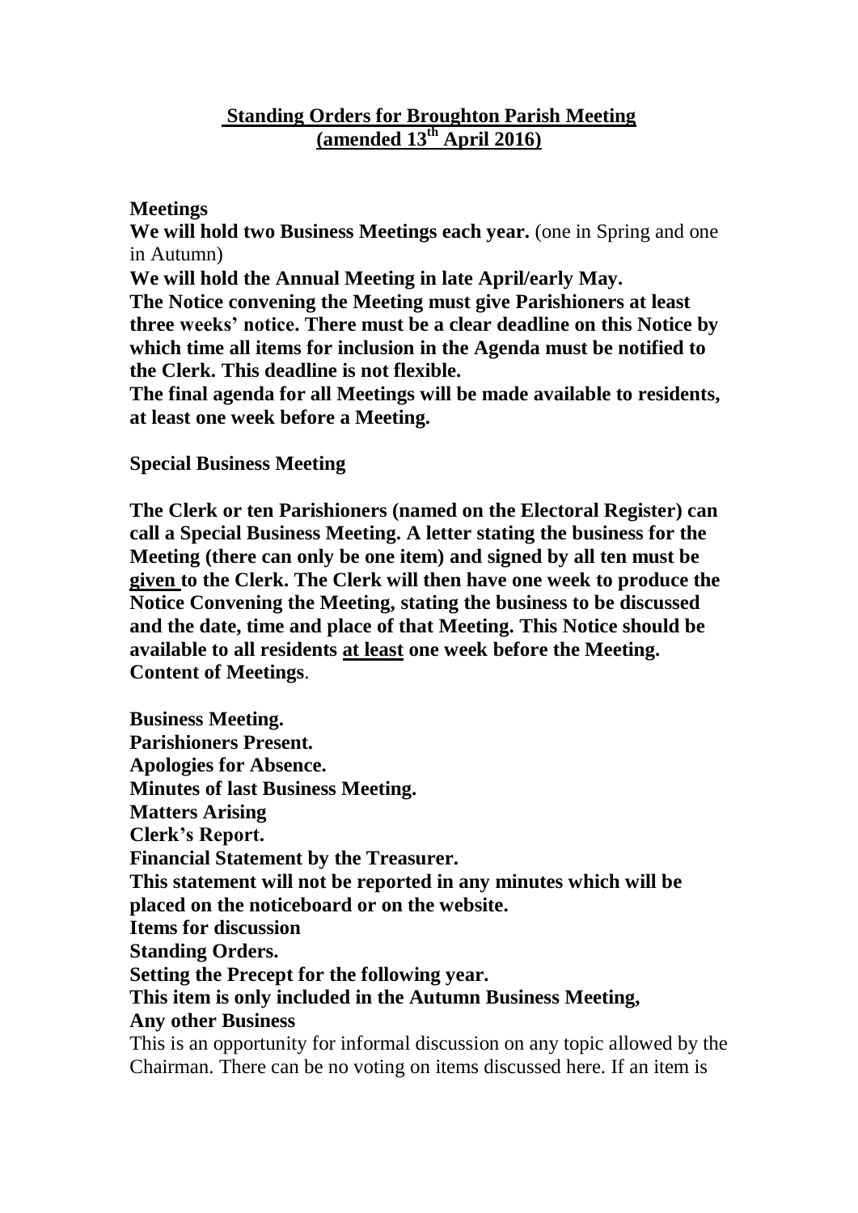# Standing Orders for Broughton Parish Meeting (amended 13th April 2016)

**Meetings**

**We will hold two Business Meetings each year.** (one in Spring and one in Autumn)

**We will hold the Annual Meeting in late April/early May.**

**The Notice convening the Meeting must give Parishioners at least three weeks' notice. There must be a clear deadline on this Notice by which time all items for inclusion in the Agenda must be notified to the Clerk. This deadline is not flexible.**

**The final agenda for all Meetings will be made available to residents, at least one week before a Meeting.**

**Special Business Meeting**

**The Clerk or ten Parishioners (named on the Electoral Register) can call a Special Business Meeting. A letter stating the business for the Meeting (there can only be one item) and signed by all ten must be given to the Clerk. The Clerk will then have one week to produce the Notice Convening the Meeting, stating the business to be discussed and the date, time and place of that Meeting. This Notice should be available to all residents at least one week before the Meeting.**

**Content of Meetings**.

**Business Meeting.**

**Parishioners Present.**

**Apologies for Absence.**

**Minutes of last Business Meeting.**

**Matters Arising**

**Clerk's Report.**

**Financial Statement by the Treasurer.**

**This statement will not be reported in any minutes which will be placed on the noticeboard or on the website.**

**Items for discussion**

**Standing Orders.**

**Setting the Precept for the following year.**

**This item is only included in the Autumn Business Meeting,**

**Any other Business**

This is an opportunity for informal discussion on any topic allowed by the Chairman. There can be no voting on items discussed here. If an item is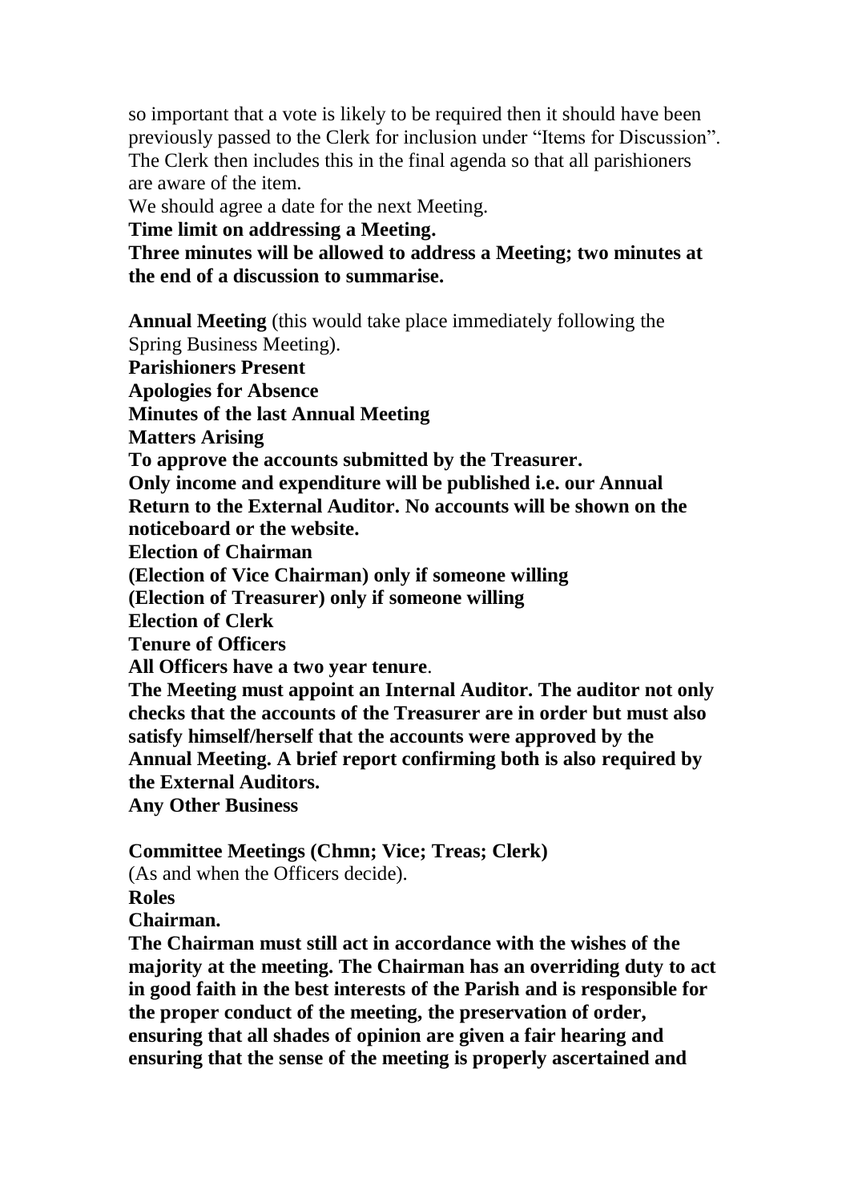so important that a vote is likely to be required then it should have been previously passed to the Clerk for inclusion under "Items for Discussion". The Clerk then includes this in the final agenda so that all parishioners are aware of the item.
We should agree a date for the next Meeting.
**Time limit on addressing a Meeting.**
**Three minutes will be allowed to address a Meeting; two minutes at the end of a discussion to summarise.**

**Annual Meeting** (this would take place immediately following the Spring Business Meeting).
**Parishioners Present**
**Apologies for Absence**
**Minutes of the last Annual Meeting**
**Matters Arising**
**To approve the accounts submitted by the Treasurer.**
**Only income and expenditure will be published i.e. our Annual Return to the External Auditor. No accounts will be shown on the noticeboard or the website.**
**Election of Chairman**
**(Election of Vice Chairman) only if someone willing**
**(Election of Treasurer) only if someone willing**
**Election of Clerk**
**Tenure of Officers**
**All Officers have a two year tenure**.
**The Meeting must appoint an Internal Auditor. The auditor not only checks that the accounts of the Treasurer are in order but must also satisfy himself/herself that the accounts were approved by the Annual Meeting. A brief report confirming both is also required by the External Auditors.**
**Any Other Business**

**Committee Meetings (Chmn; Vice; Treas; Clerk)**
(As and when the Officers decide).
**Roles**
**Chairman.**
**The Chairman must still act in accordance with the wishes of the majority at the meeting. The Chairman has an overriding duty to act in good faith in the best interests of the Parish and is responsible for the proper conduct of the meeting, the preservation of order, ensuring that all shades of opinion are given a fair hearing and ensuring that the sense of the meeting is properly ascertained and**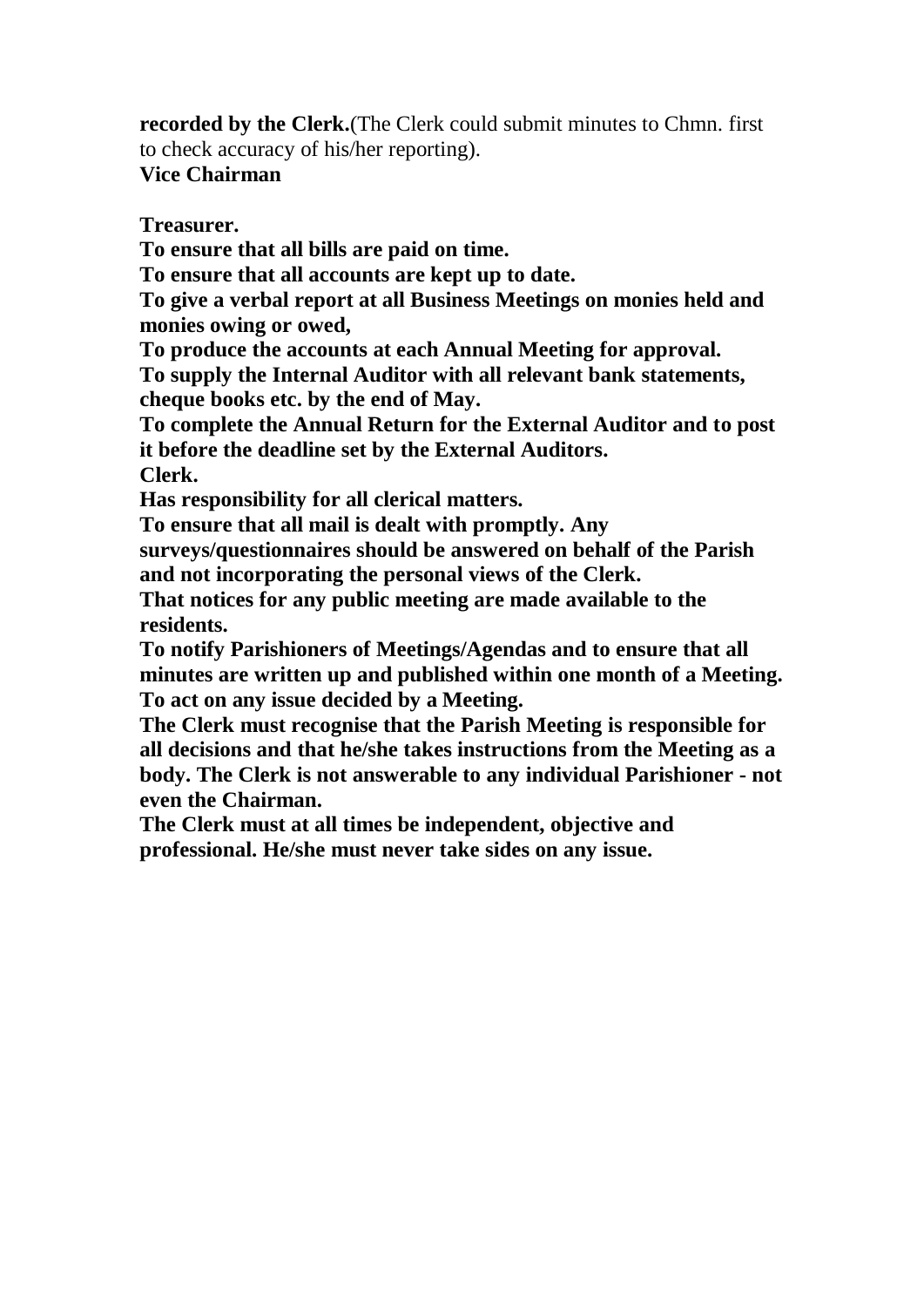**recorded by the Clerk.**(The Clerk could submit minutes to Chmn. first to check accuracy of his/her reporting).

**Vice Chairman**

**Treasurer.**

**To ensure that all bills are paid on time.**

**To ensure that all accounts are kept up to date.**

**To give a verbal report at all Business Meetings on monies held and monies owing or owed,**

**To produce the accounts at each Annual Meeting for approval.**

**To supply the Internal Auditor with all relevant bank statements, cheque books etc. by the end of May.**

**To complete the Annual Return for the External Auditor and to post it before the deadline set by the External Auditors.**

**Clerk.**

**Has responsibility for all clerical matters.**

**To ensure that all mail is dealt with promptly. Any surveys/questionnaires should be answered on behalf of the Parish and not incorporating the personal views of the Clerk.**

**That notices for any public meeting are made available to the residents.**

**To notify Parishioners of Meetings/Agendas and to ensure that all minutes are written up and published within one month of a Meeting.**

**To act on any issue decided by a Meeting.**

**The Clerk must recognise that the Parish Meeting is responsible for all decisions and that he/she takes instructions from the Meeting as a body. The Clerk is not answerable to any individual Parishioner - not even the Chairman.**

**The Clerk must at all times be independent, objective and professional. He/she must never take sides on any issue.**